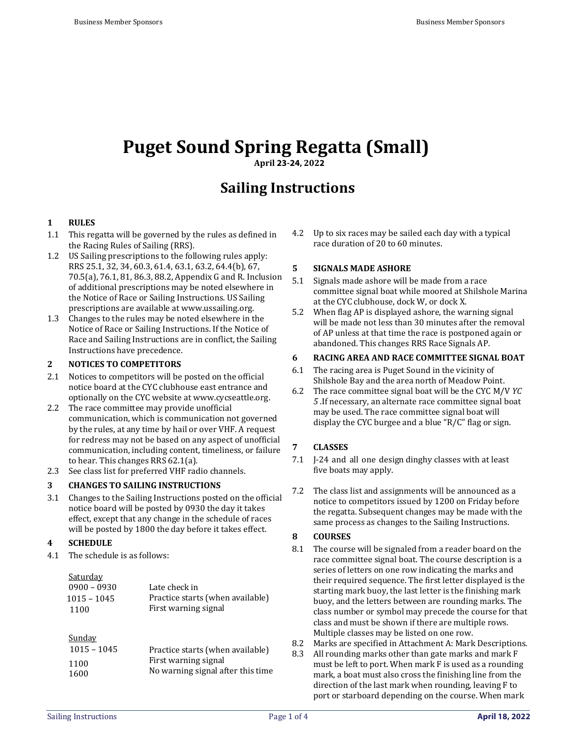# Puget Sound Spring Regatta (Small)

**April 23-24, 2022**

## Sailing Instructions

### 1 RULES

1.1 This regatta will be governed by the rules as defined in the Racing Rules of Sailing (RRS).

1.2 US Sailing prescriptions to the following rules apply: RRS 25.1, 32, 34, 60.3, 61.4, 63.1, 63.2, 64.4(b), 67, 70.5(a), 76.1, 81, 86.3, 88.2, Appendix G and R. Inclusion of additional prescriptions may be noted elsewhere in the Notice of Race or Sailing Instructions. US Sailing prescriptions are available at www.ussailing.org.

1.3 Changes to the rules may be noted elsewhere in the Notice of Race or Sailing Instructions. If the Notice of Race and Sailing Instructions are in conflict, the Sailing Instructions have precedence.

### 2 NOTICES TO COMPETITORS

2.1 Notices to competitors will be posted on the official notice board at the CYC clubhouse east entrance and optionally on the CYC website at www.cycseattle.org.

2.2 The race committee may provide unofficial communication, which is communication not governed by the rules, at any time by hail or over VHF. A request for redress may not be based on any aspect of unofficial communication, including content, timeliness, or failure to hear. This changes RRS 62.1(a).

2.3 See class list for preferred VHF radio channels.

### 3 CHANGES TO SAILING INSTRUCTIONS

3.1 Changes to the Sailing Instructions posted on the official notice board will be posted by 0930 the day it takes effect, except that any change in the schedule of races will be posted by 1800 the day before it takes effect.

### 4 SCHEDULE

4.1 The schedule is as follows:

<u>Saturday</u>

| | |
|---|---|
| 0900 – 0930 | Late check in |
| 1015 – 1045 | Practice starts (when available) |
| 1100 | First warning signal |

<u>Sunday</u>

| | |
|---|---|
| 1015 – 1045 | Practice starts (when available) |
| 1100 | First warning signal |
| 1600 | No warning signal after this time |

4.2 Up to six races may be sailed each day with a typical race duration of 20 to 60 minutes.

### 5 SIGNALS MADE ASHORE

5.1 Signals made ashore will be made from a race committee signal boat while moored at Shilshole Marina at the CYC clubhouse, dock W, or dock X.

5.2 When flag AP is displayed ashore, the warning signal will be made not less than 30 minutes after the removal of AP unless at that time the race is postponed again or abandoned. This changes RRS Race Signals AP.

### 6 RACING AREA AND RACE COMMITTEE SIGNAL BOAT

6.1 The racing area is Puget Sound in the vicinity of Shilshole Bay and the area north of Meadow Point.

6.2 The race committee signal boat will be the CYC M/V *YC 5* .If necessary, an alternate race committee signal boat may be used. The race committee signal boat will display the CYC burgee and a blue "R/C" flag or sign.

### 7 CLASSES

7.1 J-24 and all one design dinghy classes with at least five boats may apply.

7.2 The class list and assignments will be announced as a notice to competitors issued by 1200 on Friday before the regatta. Subsequent changes may be made with the same process as changes to the Sailing Instructions.

### 8 COURSES

8.1 The course will be signaled from a reader board on the race committee signal boat. The course description is a series of letters on one row indicating the marks and their required sequence. The first letter displayed is the starting mark buoy, the last letter is the finishing mark buoy, and the letters between are rounding marks. The class number or symbol may precede the course for that class and must be shown if there are multiple rows. Multiple classes may be listed on one row.

8.2 Marks are specified in Attachment A: Mark Descriptions.

8.3 All rounding marks other than gate marks and mark F must be left to port. When mark F is used as a rounding mark, a boat must also cross the finishing line from the direction of the last mark when rounding, leaving F to port or starboard depending on the course. When mark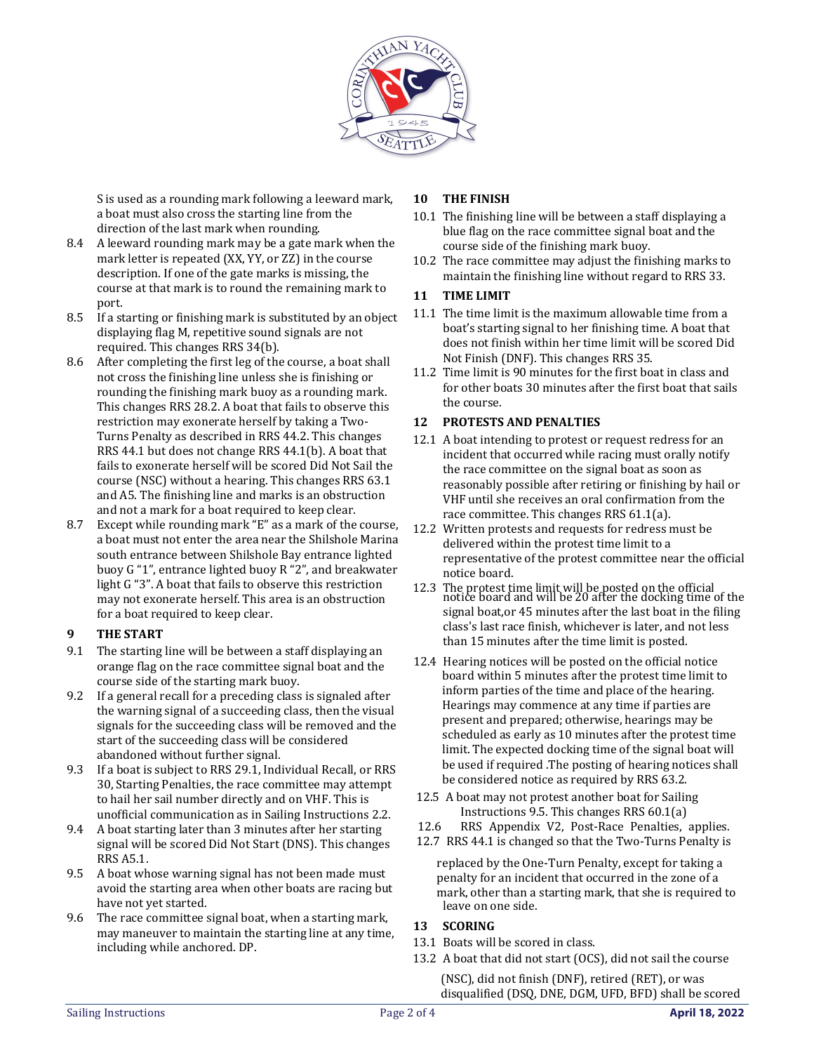S is used as a rounding mark following a leeward mark, a boat must also cross the starting line from the direction of the last mark when rounding.

8.4 A leeward rounding mark may be a gate mark when the mark letter is repeated (XX, YY, or ZZ) in the course description. If one of the gate marks is missing, the course at that mark is to round the remaining mark to port.

8.5 If a starting or finishing mark is substituted by an object displaying flag M, repetitive sound signals are not required. This changes RRS 34(b).

8.6 After completing the first leg of the course, a boat shall not cross the finishing line unless she is finishing or rounding the finishing mark buoy as a rounding mark. This changes RRS 28.2. A boat that fails to observe this restriction may exonerate herself by taking a Two-Turns Penalty as described in RRS 44.2. This changes RRS 44.1 but does not change RRS 44.1(b). A boat that fails to exonerate herself will be scored Did Not Sail the course (NSC) without a hearing. This changes RRS 63.1 and A5. The finishing line and marks is an obstruction and not a mark for a boat required to keep clear.

8.7 Except while rounding mark "E" as a mark of the course, a boat must not enter the area near the Shilshole Marina south entrance between Shilshole Bay entrance lighted buoy G "1", entrance lighted buoy R "2", and breakwater light G "3". A boat that fails to observe this restriction may not exonerate herself. This area is an obstruction for a boat required to keep clear.

## 9 THE START

9.1 The starting line will be between a staff displaying an orange flag on the race committee signal boat and the course side of the starting mark buoy.

9.2 If a general recall for a preceding class is signaled after the warning signal of a succeeding class, then the visual signals for the succeeding class will be removed and the start of the succeeding class will be considered abandoned without further signal.

9.3 If a boat is subject to RRS 29.1, Individual Recall, or RRS 30, Starting Penalties, the race committee may attempt to hail her sail number directly and on VHF. This is unofficial communication as in Sailing Instructions 2.2.

9.4 A boat starting later than 3 minutes after her starting signal will be scored Did Not Start (DNS). This changes RRS A5.1.

9.5 A boat whose warning signal has not been made must avoid the starting area when other boats are racing but have not yet started.

9.6 The race committee signal boat, when a starting mark, may maneuver to maintain the starting line at any time, including while anchored. DP.

## 10 THE FINISH

10.1 The finishing line will be between a staff displaying a blue flag on the race committee signal boat and the course side of the finishing mark buoy.

10.2 The race committee may adjust the finishing marks to maintain the finishing line without regard to RRS 33.

## 11 TIME LIMIT

11.1 The time limit is the maximum allowable time from a boat's starting signal to her finishing time. A boat that does not finish within her time limit will be scored Did Not Finish (DNF). This changes RRS 35.

11.2 Time limit is 90 minutes for the first boat in class and for other boats 30 minutes after the first boat that sails the course.

## 12 PROTESTS AND PENALTIES

12.1 A boat intending to protest or request redress for an incident that occurred while racing must orally notify the race committee on the signal boat as soon as reasonably possible after retiring or finishing by hail or VHF until she receives an oral confirmation from the race committee. This changes RRS 61.1(a).

12.2 Written protests and requests for redress must be delivered within the protest time limit to a representative of the protest committee near the official notice board.

12.3 The protest time limit will be posted on the official notice board and will be 20 after the docking time of the signal boat,or 45 minutes after the last boat in the filing class's last race finish, whichever is later, and not less than 15 minutes after the time limit is posted.

12.4 Hearing notices will be posted on the official notice board within 5 minutes after the protest time limit to inform parties of the time and place of the hearing. Hearings may commence at any time if parties are present and prepared; otherwise, hearings may be scheduled as early as 10 minutes after the protest time limit. The expected docking time of the signal boat will be used if required .The posting of hearing notices shall be considered notice as required by RRS 63.2.

12.5 A boat may not protest another boat for Sailing Instructions 9.5. This changes RRS 60.1(a)

12.6 RRS Appendix V2, Post-Race Penalties, applies.

12.7 RRS 44.1 is changed so that the Two-Turns Penalty is replaced by the One-Turn Penalty, except for taking a penalty for an incident that occurred in the zone of a mark, other than a starting mark, that she is required to leave on one side.

## 13 SCORING

13.1 Boats will be scored in class.

13.2 A boat that did not start (OCS), did not sail the course (NSC), did not finish (DNF), retired (RET), or was disqualified (DSQ, DNE, DGM, UFD, BFD) shall be scored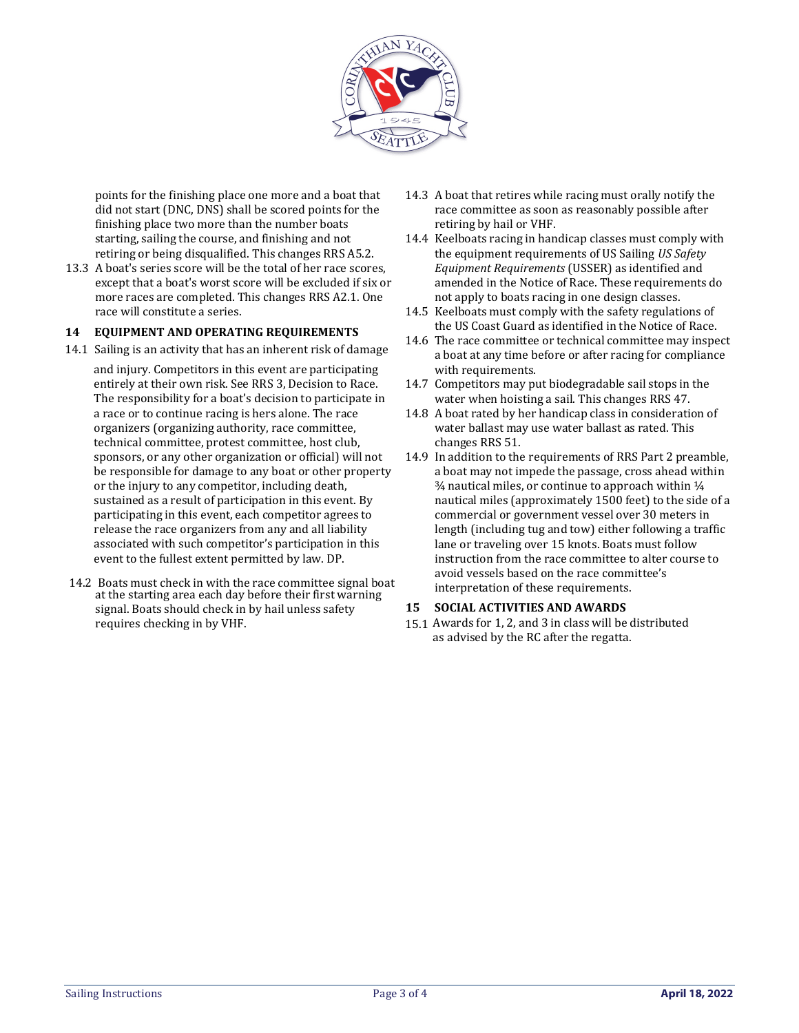points for the finishing place one more and a boat that did not start (DNC, DNS) shall be scored points for the finishing place two more than the number boats starting, sailing the course, and finishing and not retiring or being disqualified. This changes RRS A5.2.

13.3 A boat's series score will be the total of her race scores, except that a boat's worst score will be excluded if six or more races are completed. This changes RRS A2.1. One race will constitute a series.

## 14 EQUIPMENT AND OPERATING REQUIREMENTS

14.1 Sailing is an activity that has an inherent risk of damage and injury. Competitors in this event are participating entirely at their own risk. See RRS 3, Decision to Race. The responsibility for a boat's decision to participate in a race or to continue racing is hers alone. The race organizers (organizing authority, race committee, technical committee, protest committee, host club, sponsors, or any other organization or official) will not be responsible for damage to any boat or other property or the injury to any competitor, including death, sustained as a result of participation in this event. By participating in this event, each competitor agrees to release the race organizers from any and all liability associated with such competitor's participation in this event to the fullest extent permitted by law. DP.

14.2 Boats must check in with the race committee signal boat at the starting area each day before their first warning signal. Boats should check in by hail unless safety requires checking in by VHF.

14.3 A boat that retires while racing must orally notify the race committee as soon as reasonably possible after retiring by hail or VHF.

14.4 Keelboats racing in handicap classes must comply with the equipment requirements of US Sailing *US Safety Equipment Requirements* (USSER) as identified and amended in the Notice of Race. These requirements do not apply to boats racing in one design classes.

14.5 Keelboats must comply with the safety regulations of the US Coast Guard as identified in the Notice of Race.

14.6 The race committee or technical committee may inspect a boat at any time before or after racing for compliance with requirements.

14.7 Competitors may put biodegradable sail stops in the water when hoisting a sail. This changes RRS 47.

14.8 A boat rated by her handicap class in consideration of water ballast may use water ballast as rated. This changes RRS 51.

14.9 In addition to the requirements of RRS Part 2 preamble, a boat may not impede the passage, cross ahead within ¾ nautical miles, or continue to approach within ¼ nautical miles (approximately 1500 feet) to the side of a commercial or government vessel over 30 meters in length (including tug and tow) either following a traffic lane or traveling over 15 knots. Boats must follow instruction from the race committee to alter course to avoid vessels based on the race committee's interpretation of these requirements.

## 15 SOCIAL ACTIVITIES AND AWARDS

15.1 Awards for 1, 2, and 3 in class will be distributed as advised by the RC after the regatta.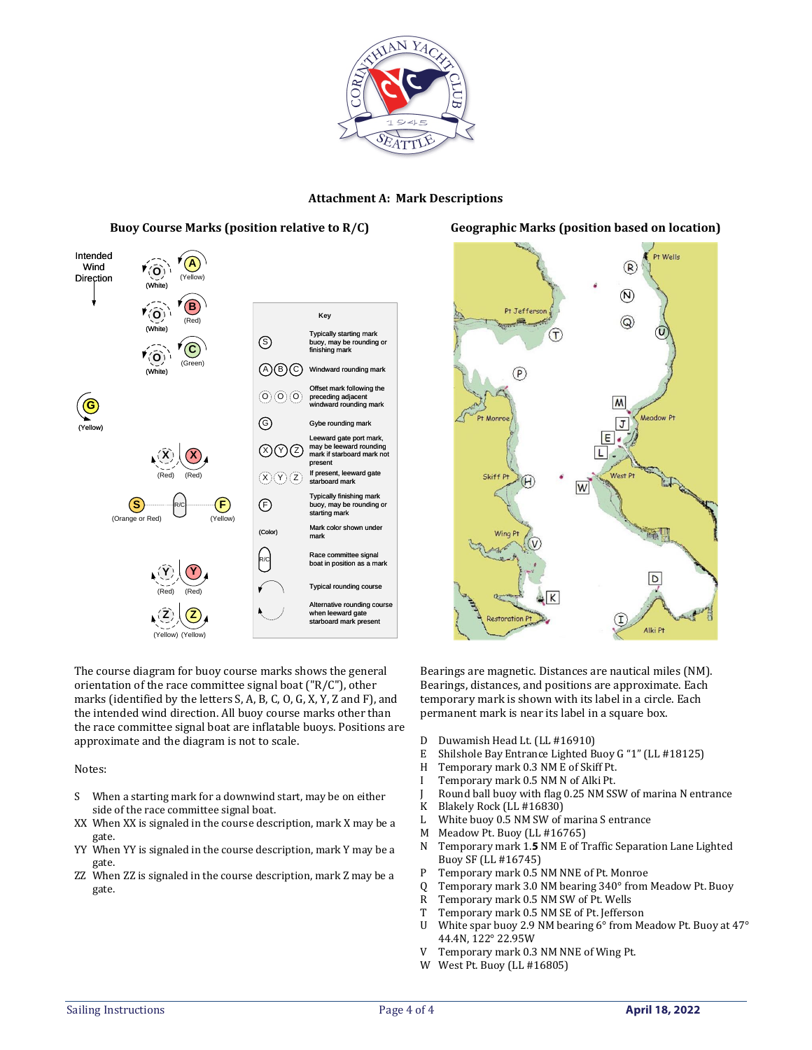## Attachment A: Mark Descriptions

### Buoy Course Marks (position relative to R/C)

Intended Wind Direction

O (White) A (Yellow)

O (White) B (Red)

O (White) C (Green)

G (Yellow)

X (Red) X (Red)

S (Orange or Red) R/C F (Yellow)

Y (Red) Y (Red)

Z (Yellow) Z (Yellow)

| Key | |
|---|---|
| S | Typically starting mark buoy, may be rounding or finishing mark |
| A B C | Windward rounding mark |
| O O O | Offset mark following the preceding adjacent windward rounding mark |
| G | Gybe rounding mark |
| X Y Z | Leeward gate port mark, may be leeward rounding mark if starboard mark not present |
| X Y Z | If present, leeward gate starboard mark |
| F | Typically finishing mark buoy, may be rounding or starting mark |
| (Color) | Mark color shown under mark |
| R/C | Race committee signal boat in position as a mark |
| | Typical rounding course |
| | Alternative rounding course when leeward gate starboard mark present |

### Geographic Marks (position based on location)

Pt Wells, Pt Jefferson, Pt Monroe, Meadow Pt, Skiff Pt, West Pt, Wing Pt, Restoration Pt, Alki Pt

R, N, Q, U, T, P, M, J, E, L, H, W, V, D, K, I

The course diagram for buoy course marks shows the general orientation of the race committee signal boat ("R/C"), other marks (identified by the letters S, A, B, C, O, G, X, Y, Z and F), and the intended wind direction. All buoy course marks other than the race committee signal boat are inflatable buoys. Positions are approximate and the diagram is not to scale.

Notes:

- S When a starting mark for a downwind start, may be on either side of the race committee signal boat.
- XX When XX is signaled in the course description, mark X may be a gate.
- YY When YY is signaled in the course description, mark Y may be a gate.
- ZZ When ZZ is signaled in the course description, mark Z may be a gate.

Bearings are magnetic. Distances are nautical miles (NM). Bearings, distances, and positions are approximate. Each temporary mark is shown with its label in a circle. Each permanent mark is near its label in a square box.

- D Duwamish Head Lt. (LL #16910)
- E Shilshole Bay Entrance Lighted Buoy G "1" (LL #18125)
- H Temporary mark 0.3 NM E of Skiff Pt.
- I Temporary mark 0.5 NM N of Alki Pt.
- J Round ball buoy with flag 0.25 NM SSW of marina N entrance
- K Blakely Rock (LL #16830)
- L White buoy 0.5 NM SW of marina S entrance
- M Meadow Pt. Buoy (LL #16765)
- N Temporary mark 1.**5** NM E of Traffic Separation Lane Lighted Buoy SF (LL #16745)
- P Temporary mark 0.5 NM NNE of Pt. Monroe
- Q Temporary mark 3.0 NM bearing 340° from Meadow Pt. Buoy
- R Temporary mark 0.5 NM SW of Pt. Wells
- T Temporary mark 0.5 NM SE of Pt. Jefferson
- U White spar buoy 2.9 NM bearing 6° from Meadow Pt. Buoy at 47° 44.4N, 122° 22.95W
- V Temporary mark 0.3 NM NNE of Wing Pt.
- W West Pt. Buoy (LL #16805)